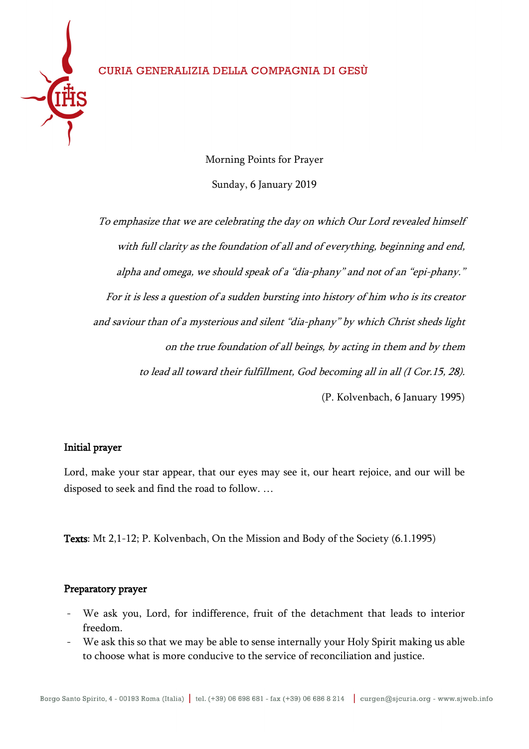CURIA GENERALIZIA DELLA COMPAGNIA DI GESÙ

Morning Points for Prayer

Sunday, 6 January 2019

*To emphasize that we are celebrating the day on which Our Lord revealed himself with full clarity as the foundation of all and of everything, beginning and end, alpha and omega, we should speak of a "dia-phany" and not of an "epi-phany." For it is less a question of a sudden bursting into history of him who is its creator and saviour than of a mysterious and silent "dia-phany" by which Christ sheds light on the true foundation of all beings, by acting in them and by them to lead all toward their fulfillment, God becoming all in all (I Cor.15, 28).*

(P. Kolvenbach, 6 January 1995)

## Initial prayer

Lord, make your star appear, that our eyes may see it, our heart rejoice, and our will be disposed to seek and find the road to follow. …

**Texts**: Mt 2,1-12; P. Kolvenbach, On the Mission and Body of the Society (6.1.1995)

## Preparatory prayer

- We ask you, Lord, for indifference, fruit of the detachment that leads to interior freedom.
- We ask this so that we may be able to sense internally your Holy Spirit making us able to choose what is more conducive to the service of reconciliation and justice.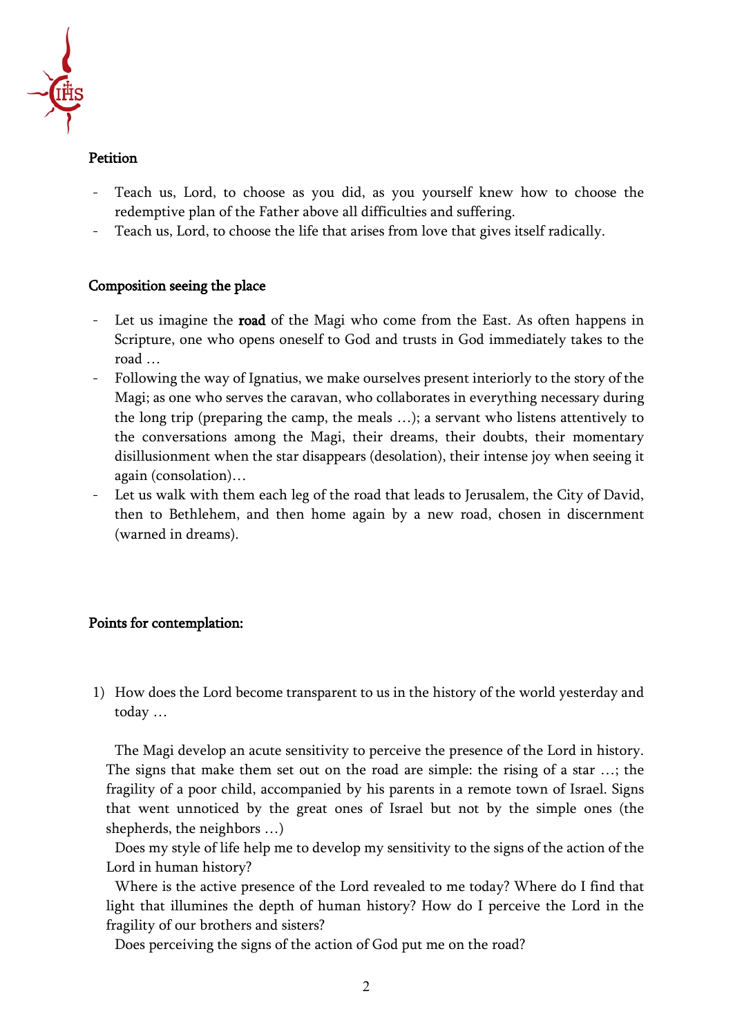**Petition**

- Teach us, Lord, to choose as you did, as you yourself knew how to choose the redemptive plan of the Father above all difficulties and suffering.
- Teach us, Lord, to choose the life that arises from love that gives itself radically.

**Composition seeing the place**

- Let us imagine the **road** of the Magi who come from the East. As often happens in Scripture, one who opens oneself to God and trusts in God immediately takes to the road …
- Following the way of Ignatius, we make ourselves present interiorly to the story of the Magi; as one who serves the caravan, who collaborates in everything necessary during the long trip (preparing the camp, the meals …); a servant who listens attentively to the conversations among the Magi, their dreams, their doubts, their momentary disillusionment when the star disappears (desolation), their intense joy when seeing it again (consolation)…
- Let us walk with them each leg of the road that leads to Jerusalem, the City of David, then to Bethlehem, and then home again by a new road, chosen in discernment (warned in dreams).

**Points for contemplation:**

1) How does the Lord become transparent to us in the history of the world yesterday and today …

The Magi develop an acute sensitivity to perceive the presence of the Lord in history. The signs that make them set out on the road are simple: the rising of a star …; the fragility of a poor child, accompanied by his parents in a remote town of Israel. Signs that went unnoticed by the great ones of Israel but not by the simple ones (the shepherds, the neighbors …)

Does my style of life help me to develop my sensitivity to the signs of the action of the Lord in human history?

Where is the active presence of the Lord revealed to me today? Where do I find that light that illumines the depth of human history? How do I perceive the Lord in the fragility of our brothers and sisters?

Does perceiving the signs of the action of God put me on the road?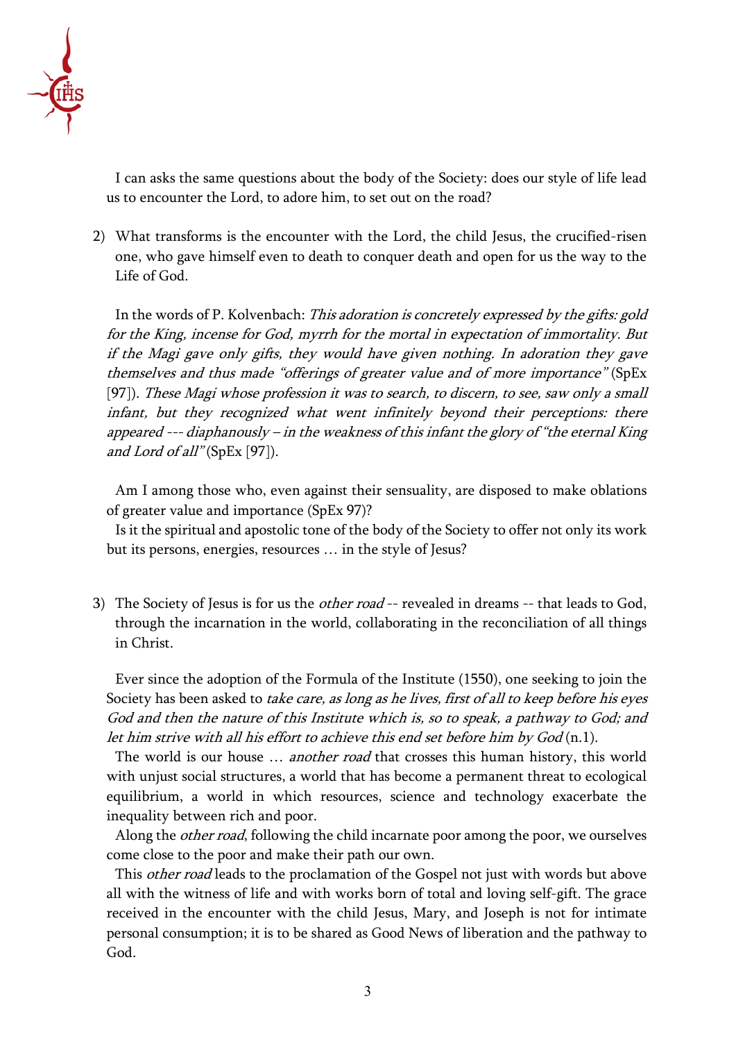I can asks the same questions about the body of the Society: does our style of life lead us to encounter the Lord, to adore him, to set out on the road?

2) What transforms is the encounter with the Lord, the child Jesus, the crucified-risen one, who gave himself even to death to conquer death and open for us the way to the Life of God.

In the words of P. Kolvenbach: *This adoration is concretely expressed by the gifts: gold for the King, incense for God, myrrh for the mortal in expectation of immortality. But if the Magi gave only gifts, they would have given nothing. In adoration they gave themselves and thus made "offerings of greater value and of more importance"* (SpEx [97]). *These Magi whose profession it was to search, to discern, to see, saw only a small infant, but they recognized what went infinitely beyond their perceptions: there appeared --- diaphanously – in the weakness of this infant the glory of "the eternal King and Lord of all"* (SpEx [97]).

Am I among those who, even against their sensuality, are disposed to make oblations of greater value and importance (SpEx 97)?

Is it the spiritual and apostolic tone of the body of the Society to offer not only its work but its persons, energies, resources … in the style of Jesus?

3) The Society of Jesus is for us the *other road* -- revealed in dreams -- that leads to God, through the incarnation in the world, collaborating in the reconciliation of all things in Christ.

Ever since the adoption of the Formula of the Institute (1550), one seeking to join the Society has been asked to *take care, as long as he lives, first of all to keep before his eyes God and then the nature of this Institute which is, so to speak, a pathway to God; and let him strive with all his effort to achieve this end set before him by God* (n.1).

The world is our house … *another road* that crosses this human history, this world with unjust social structures, a world that has become a permanent threat to ecological equilibrium, a world in which resources, science and technology exacerbate the inequality between rich and poor.

Along the *other road*, following the child incarnate poor among the poor, we ourselves come close to the poor and make their path our own.

This *other road* leads to the proclamation of the Gospel not just with words but above all with the witness of life and with works born of total and loving self-gift. The grace received in the encounter with the child Jesus, Mary, and Joseph is not for intimate personal consumption; it is to be shared as Good News of liberation and the pathway to God.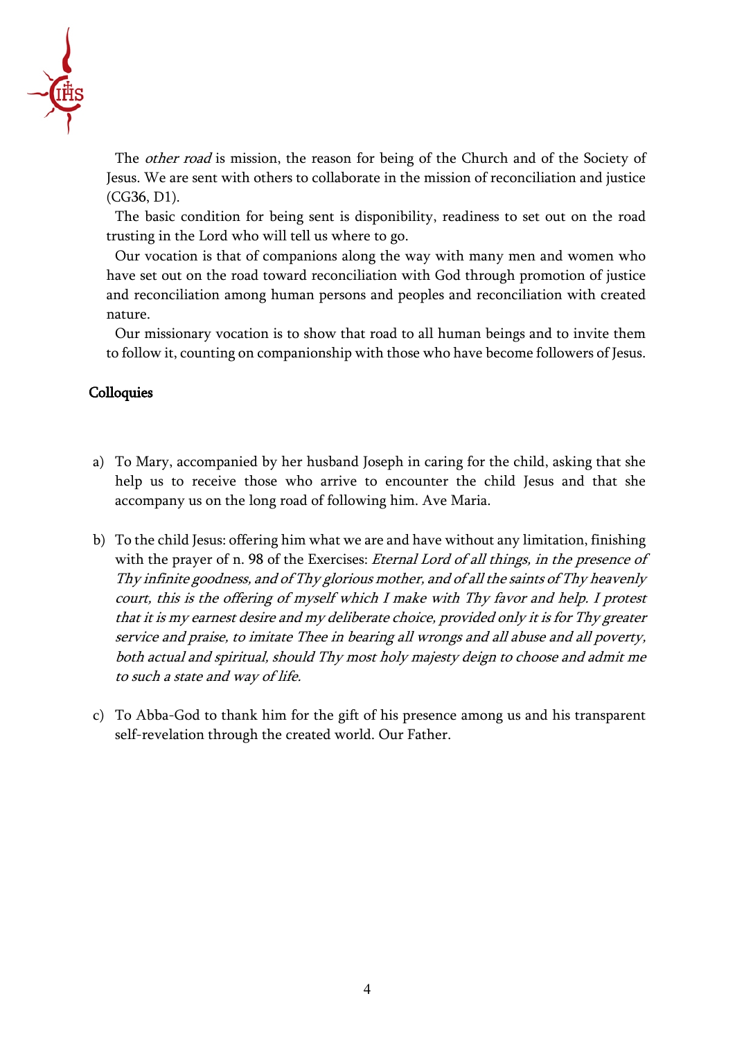The *other road* is mission, the reason for being of the Church and of the Society of Jesus. We are sent with others to collaborate in the mission of reconciliation and justice (CG36, D1).

The basic condition for being sent is disponibility, readiness to set out on the road trusting in the Lord who will tell us where to go.

Our vocation is that of companions along the way with many men and women who have set out on the road toward reconciliation with God through promotion of justice and reconciliation among human persons and peoples and reconciliation with created nature.

Our missionary vocation is to show that road to all human beings and to invite them to follow it, counting on companionship with those who have become followers of Jesus.

## Colloquies

a) To Mary, accompanied by her husband Joseph in caring for the child, asking that she help us to receive those who arrive to encounter the child Jesus and that she accompany us on the long road of following him. Ave Maria.

b) To the child Jesus: offering him what we are and have without any limitation, finishing with the prayer of n. 98 of the Exercises: *Eternal Lord of all things, in the presence of Thy infinite goodness, and of Thy glorious mother, and of all the saints of Thy heavenly court, this is the offering of myself which I make with Thy favor and help. I protest that it is my earnest desire and my deliberate choice, provided only it is for Thy greater service and praise, to imitate Thee in bearing all wrongs and all abuse and all poverty, both actual and spiritual, should Thy most holy majesty deign to choose and admit me to such a state and way of life.*

c) To Abba-God to thank him for the gift of his presence among us and his transparent self-revelation through the created world. Our Father.